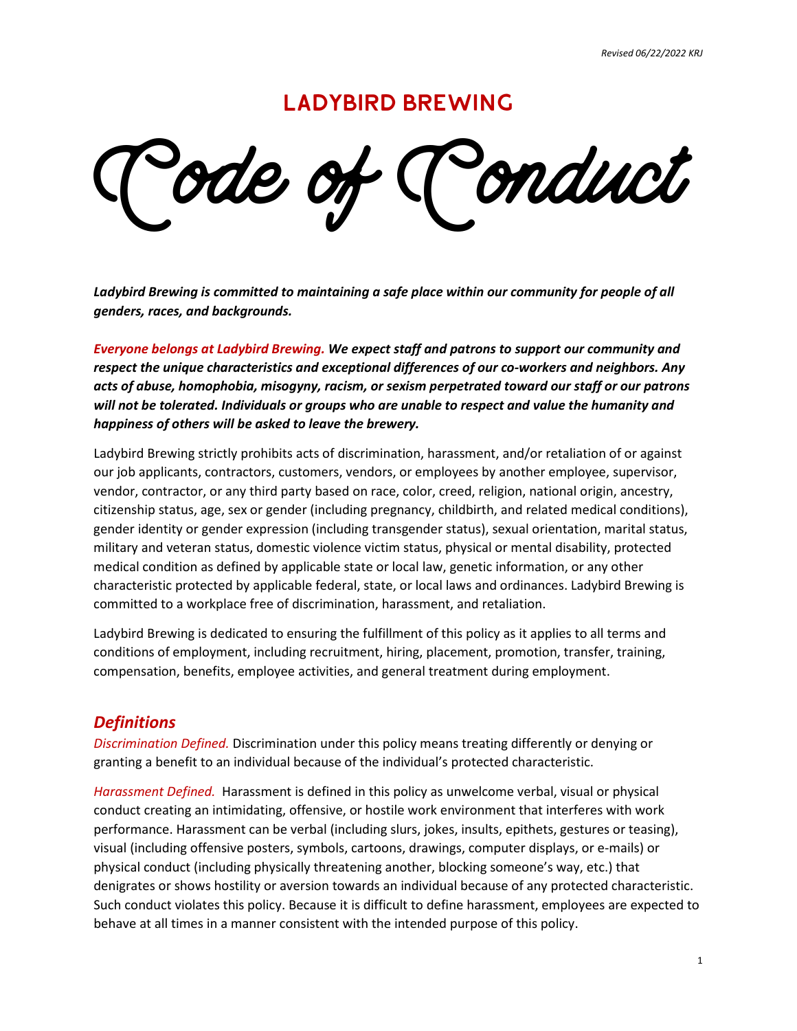*Revised 06/22/2022 KRJ*

## LADYBIRD BREWING

# Code of Conduct

***Ladybird Brewing is committed to maintaining a safe place within our community for people of all genders, races, and backgrounds.***

***Everyone belongs at Ladybird Brewing. We expect staff and patrons to support our community and respect the unique characteristics and exceptional differences of our co-workers and neighbors. Any acts of abuse, homophobia, misogyny, racism, or sexism perpetrated toward our staff or our patrons will not be tolerated. Individuals or groups who are unable to respect and value the humanity and happiness of others will be asked to leave the brewery.***

Ladybird Brewing strictly prohibits acts of discrimination, harassment, and/or retaliation of or against our job applicants, contractors, customers, vendors, or employees by another employee, supervisor, vendor, contractor, or any third party based on race, color, creed, religion, national origin, ancestry, citizenship status, age, sex or gender (including pregnancy, childbirth, and related medical conditions), gender identity or gender expression (including transgender status), sexual orientation, marital status, military and veteran status, domestic violence victim status, physical or mental disability, protected medical condition as defined by applicable state or local law, genetic information, or any other characteristic protected by applicable federal, state, or local laws and ordinances. Ladybird Brewing is committed to a workplace free of discrimination, harassment, and retaliation.

Ladybird Brewing is dedicated to ensuring the fulfillment of this policy as it applies to all terms and conditions of employment, including recruitment, hiring, placement, promotion, transfer, training, compensation, benefits, employee activities, and general treatment during employment.

## *Definitions*

*Discrimination Defined.* Discrimination under this policy means treating differently or denying or granting a benefit to an individual because of the individual's protected characteristic.

*Harassment Defined.* Harassment is defined in this policy as unwelcome verbal, visual or physical conduct creating an intimidating, offensive, or hostile work environment that interferes with work performance. Harassment can be verbal (including slurs, jokes, insults, epithets, gestures or teasing), visual (including offensive posters, symbols, cartoons, drawings, computer displays, or e-mails) or physical conduct (including physically threatening another, blocking someone's way, etc.) that denigrates or shows hostility or aversion towards an individual because of any protected characteristic. Such conduct violates this policy. Because it is difficult to define harassment, employees are expected to behave at all times in a manner consistent with the intended purpose of this policy.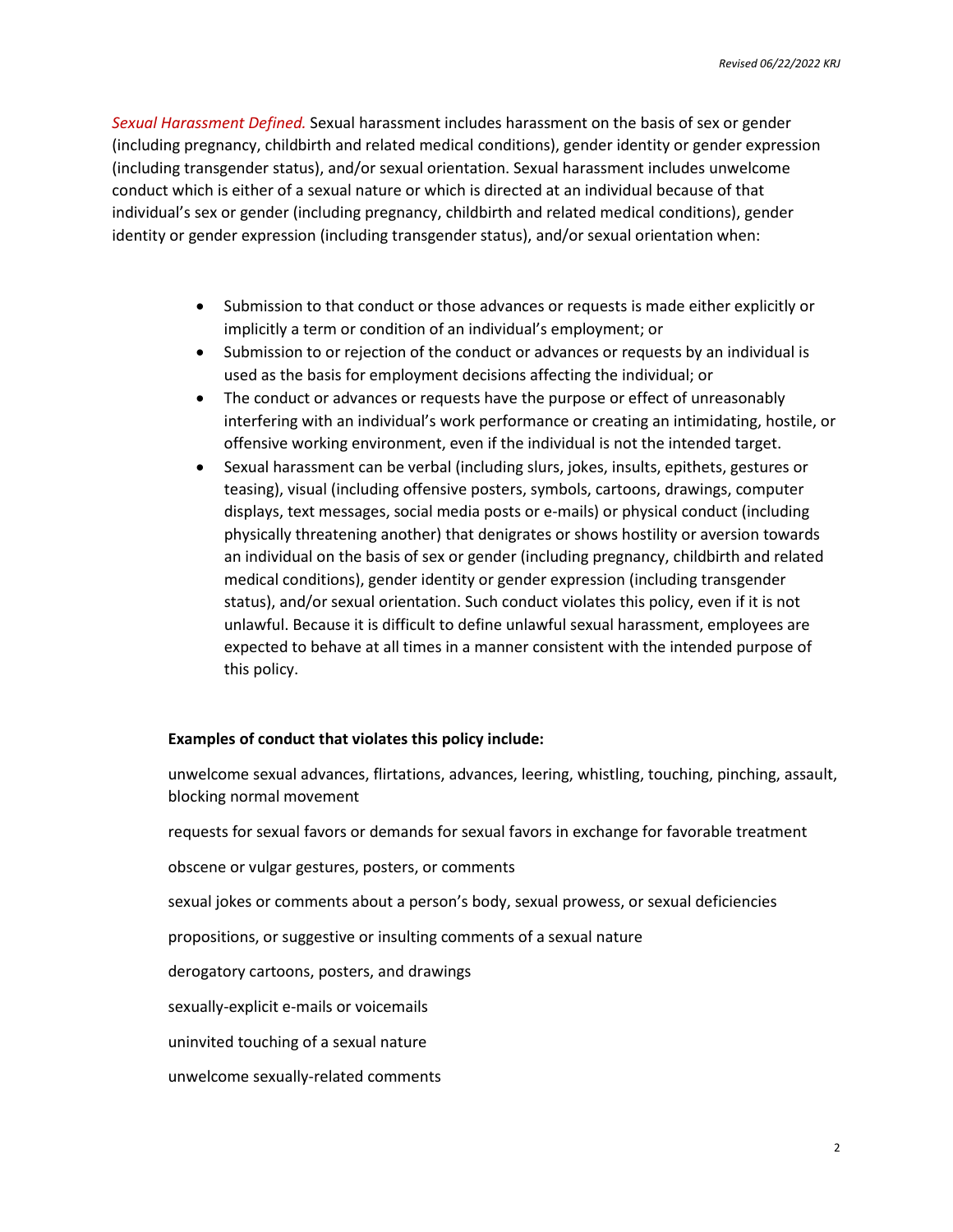*Sexual Harassment Defined.* Sexual harassment includes harassment on the basis of sex or gender (including pregnancy, childbirth and related medical conditions), gender identity or gender expression (including transgender status), and/or sexual orientation. Sexual harassment includes unwelcome conduct which is either of a sexual nature or which is directed at an individual because of that individual's sex or gender (including pregnancy, childbirth and related medical conditions), gender identity or gender expression (including transgender status), and/or sexual orientation when:

- Submission to that conduct or those advances or requests is made either explicitly or implicitly a term or condition of an individual's employment; or
- Submission to or rejection of the conduct or advances or requests by an individual is used as the basis for employment decisions affecting the individual; or
- The conduct or advances or requests have the purpose or effect of unreasonably interfering with an individual's work performance or creating an intimidating, hostile, or offensive working environment, even if the individual is not the intended target.
- Sexual harassment can be verbal (including slurs, jokes, insults, epithets, gestures or teasing), visual (including offensive posters, symbols, cartoons, drawings, computer displays, text messages, social media posts or e-mails) or physical conduct (including physically threatening another) that denigrates or shows hostility or aversion towards an individual on the basis of sex or gender (including pregnancy, childbirth and related medical conditions), gender identity or gender expression (including transgender status), and/or sexual orientation. Such conduct violates this policy, even if it is not unlawful. Because it is difficult to define unlawful sexual harassment, employees are expected to behave at all times in a manner consistent with the intended purpose of this policy.

**Examples of conduct that violates this policy include:**

unwelcome sexual advances, flirtations, advances, leering, whistling, touching, pinching, assault, blocking normal movement

requests for sexual favors or demands for sexual favors in exchange for favorable treatment

obscene or vulgar gestures, posters, or comments

sexual jokes or comments about a person's body, sexual prowess, or sexual deficiencies

propositions, or suggestive or insulting comments of a sexual nature

derogatory cartoons, posters, and drawings

sexually-explicit e-mails or voicemails

uninvited touching of a sexual nature

unwelcome sexually-related comments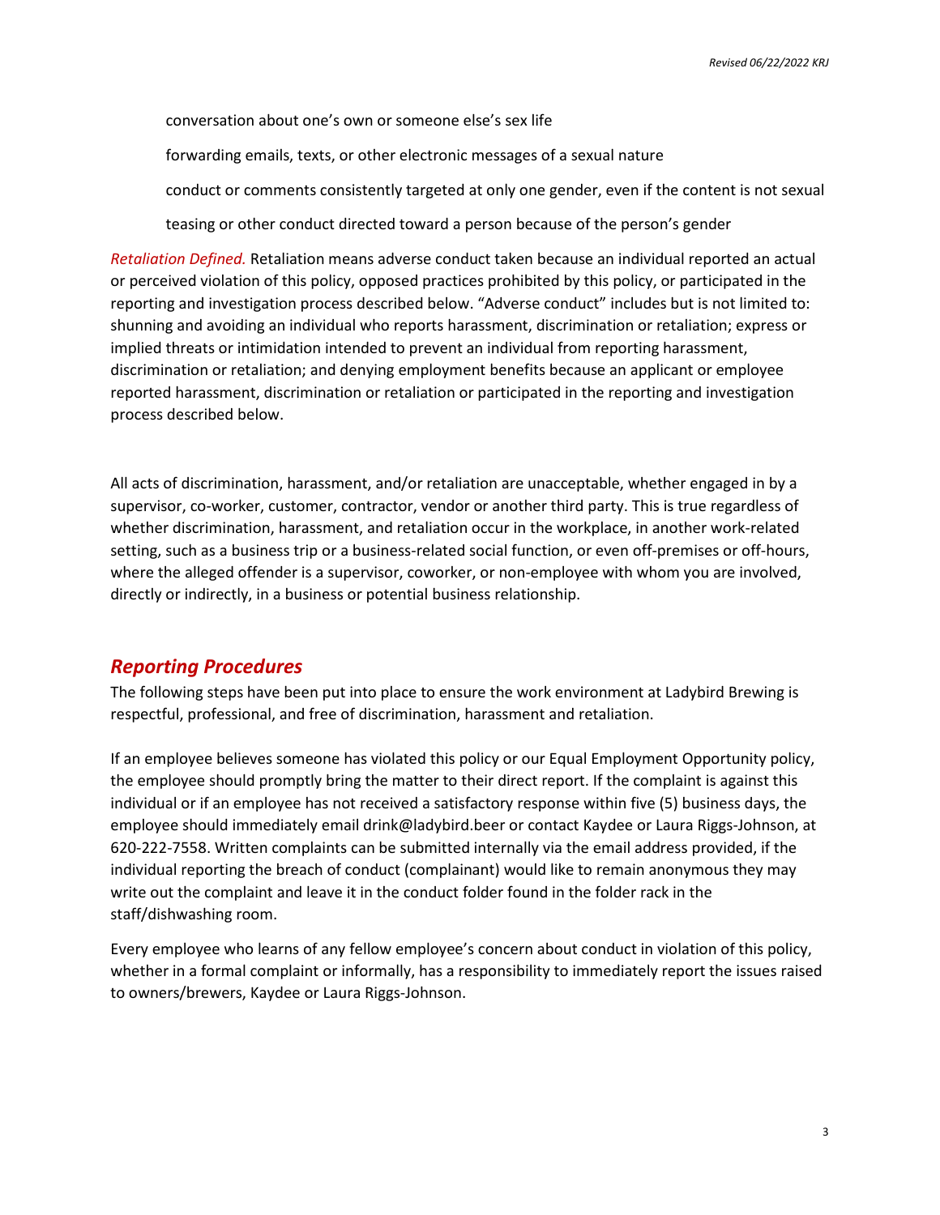conversation about one's own or someone else's sex life

forwarding emails, texts, or other electronic messages of a sexual nature

conduct or comments consistently targeted at only one gender, even if the content is not sexual

teasing or other conduct directed toward a person because of the person's gender

*Retaliation Defined.* Retaliation means adverse conduct taken because an individual reported an actual or perceived violation of this policy, opposed practices prohibited by this policy, or participated in the reporting and investigation process described below. "Adverse conduct" includes but is not limited to: shunning and avoiding an individual who reports harassment, discrimination or retaliation; express or implied threats or intimidation intended to prevent an individual from reporting harassment, discrimination or retaliation; and denying employment benefits because an applicant or employee reported harassment, discrimination or retaliation or participated in the reporting and investigation process described below.

All acts of discrimination, harassment, and/or retaliation are unacceptable, whether engaged in by a supervisor, co-worker, customer, contractor, vendor or another third party. This is true regardless of whether discrimination, harassment, and retaliation occur in the workplace, in another work-related setting, such as a business trip or a business-related social function, or even off-premises or off-hours, where the alleged offender is a supervisor, coworker, or non-employee with whom you are involved, directly or indirectly, in a business or potential business relationship.

## *Reporting Procedures*

The following steps have been put into place to ensure the work environment at Ladybird Brewing is respectful, professional, and free of discrimination, harassment and retaliation.

If an employee believes someone has violated this policy or our Equal Employment Opportunity policy, the employee should promptly bring the matter to their direct report. If the complaint is against this individual or if an employee has not received a satisfactory response within five (5) business days, the employee should immediately email drink@ladybird.beer or contact Kaydee or Laura Riggs-Johnson, at 620-222-7558. Written complaints can be submitted internally via the email address provided, if the individual reporting the breach of conduct (complainant) would like to remain anonymous they may write out the complaint and leave it in the conduct folder found in the folder rack in the staff/dishwashing room.

Every employee who learns of any fellow employee's concern about conduct in violation of this policy, whether in a formal complaint or informally, has a responsibility to immediately report the issues raised to owners/brewers, Kaydee or Laura Riggs-Johnson.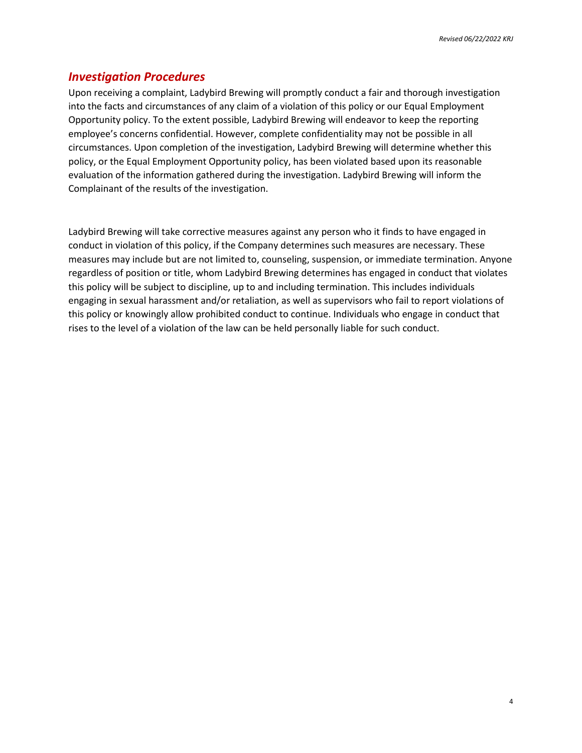## *Investigation Procedures*

Upon receiving a complaint, Ladybird Brewing will promptly conduct a fair and thorough investigation into the facts and circumstances of any claim of a violation of this policy or our Equal Employment Opportunity policy. To the extent possible, Ladybird Brewing will endeavor to keep the reporting employee's concerns confidential. However, complete confidentiality may not be possible in all circumstances. Upon completion of the investigation, Ladybird Brewing will determine whether this policy, or the Equal Employment Opportunity policy, has been violated based upon its reasonable evaluation of the information gathered during the investigation. Ladybird Brewing will inform the Complainant of the results of the investigation.

Ladybird Brewing will take corrective measures against any person who it finds to have engaged in conduct in violation of this policy, if the Company determines such measures are necessary. These measures may include but are not limited to, counseling, suspension, or immediate termination. Anyone regardless of position or title, whom Ladybird Brewing determines has engaged in conduct that violates this policy will be subject to discipline, up to and including termination. This includes individuals engaging in sexual harassment and/or retaliation, as well as supervisors who fail to report violations of this policy or knowingly allow prohibited conduct to continue. Individuals who engage in conduct that rises to the level of a violation of the law can be held personally liable for such conduct.